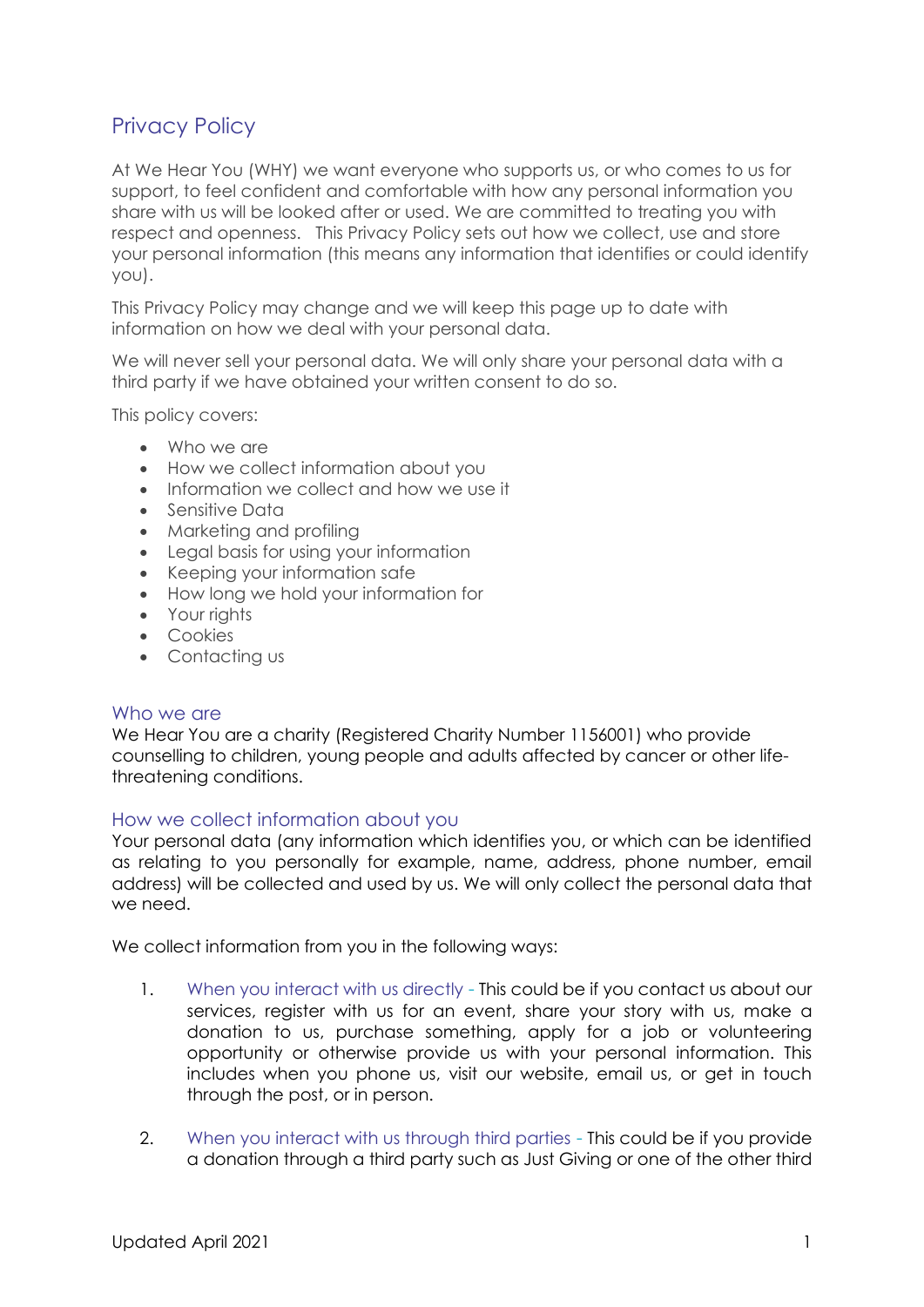# Privacy Policy

At We Hear You (WHY) we want everyone who supports us, or who comes to us for support, to feel confident and comfortable with how any personal information you share with us will be looked after or used. We are committed to treating you with respect and openness. This Privacy Policy sets out how we collect, use and store your personal information (this means any information that identifies or could identify you).

This Privacy Policy may change and we will keep this page up to date with information on how we deal with your personal data.

We will never sell your personal data. We will only share your personal data with a third party if we have obtained your written consent to do so.

This policy covers:

- Who we are
- How we collect information about you
- Information we collect and how we use it
- Sensitive Data
- Marketing and profiling
- Legal basis for using your information
- Keeping your information safe
- How long we hold your information for
- Your rights
- Cookies
- Contacting us

## Who we are

We Hear You are a charity (Registered Charity Number 1156001) who provide counselling to children, young people and adults affected by cancer or other life-threatening conditions.

## How we collect information about you

Your personal data (any information which identifies you, or which can be identified as relating to you personally for example, name, address, phone number, email address) will be collected and used by us. We will only collect the personal data that we need.

We collect information from you in the following ways:

1. When you interact with us directly - This could be if you contact us about our services, register with us for an event, share your story with us, make a donation to us, purchase something, apply for a job or volunteering opportunity or otherwise provide us with your personal information. This includes when you phone us, visit our website, email us, or get in touch through the post, or in person.

2. When you interact with us through third parties - This could be if you provide a donation through a third party such as Just Giving or one of the other third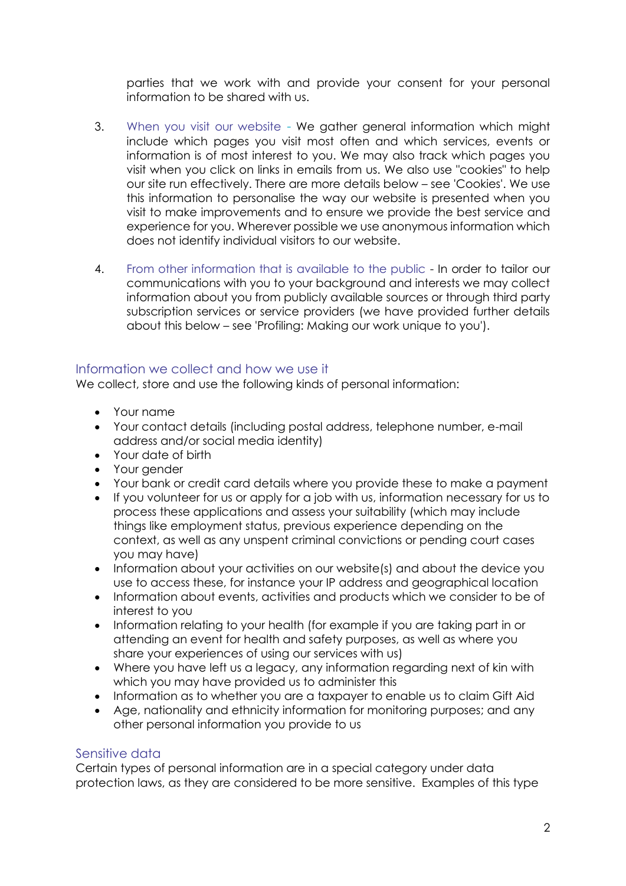parties that we work with and provide your consent for your personal information to be shared with us.

3. When you visit our website - We gather general information which might include which pages you visit most often and which services, events or information is of most interest to you. We may also track which pages you visit when you click on links in emails from us. We also use "cookies" to help our site run effectively. There are more details below – see 'Cookies'. We use this information to personalise the way our website is presented when you visit to make improvements and to ensure we provide the best service and experience for you. Wherever possible we use anonymous information which does not identify individual visitors to our website.

4. From other information that is available to the public - In order to tailor our communications with you to your background and interests we may collect information about you from publicly available sources or through third party subscription services or service providers (we have provided further details about this below – see 'Profiling: Making our work unique to you').

## Information we collect and how we use it

We collect, store and use the following kinds of personal information:

- Your name
- Your contact details (including postal address, telephone number, e-mail address and/or social media identity)
- Your date of birth
- Your gender
- Your bank or credit card details where you provide these to make a payment
- If you volunteer for us or apply for a job with us, information necessary for us to process these applications and assess your suitability (which may include things like employment status, previous experience depending on the context, as well as any unspent criminal convictions or pending court cases you may have)
- Information about your activities on our website(s) and about the device you use to access these, for instance your IP address and geographical location
- Information about events, activities and products which we consider to be of interest to you
- Information relating to your health (for example if you are taking part in or attending an event for health and safety purposes, as well as where you share your experiences of using our services with us)
- Where you have left us a legacy, any information regarding next of kin with which you may have provided us to administer this
- Information as to whether you are a taxpayer to enable us to claim Gift Aid
- Age, nationality and ethnicity information for monitoring purposes; and any other personal information you provide to us

## Sensitive data

Certain types of personal information are in a special category under data protection laws, as they are considered to be more sensitive. Examples of this type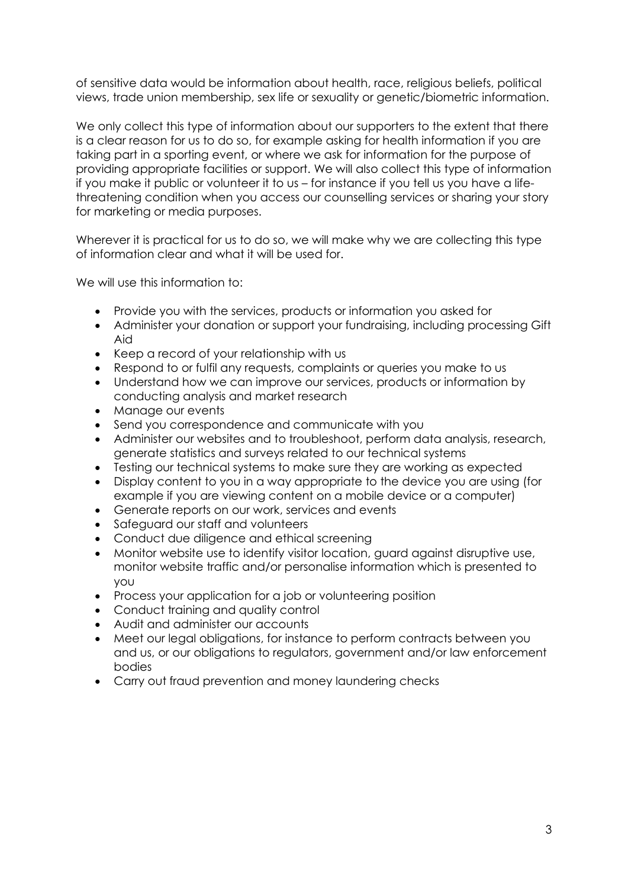of sensitive data would be information about health, race, religious beliefs, political views, trade union membership, sex life or sexuality or genetic/biometric information.

We only collect this type of information about our supporters to the extent that there is a clear reason for us to do so, for example asking for health information if you are taking part in a sporting event, or where we ask for information for the purpose of providing appropriate facilities or support. We will also collect this type of information if you make it public or volunteer it to us – for instance if you tell us you have a life-threatening condition when you access our counselling services or sharing your story for marketing or media purposes.

Wherever it is practical for us to do so, we will make why we are collecting this type of information clear and what it will be used for.

We will use this information to:

- Provide you with the services, products or information you asked for
- Administer your donation or support your fundraising, including processing Gift Aid
- Keep a record of your relationship with us
- Respond to or fulfil any requests, complaints or queries you make to us
- Understand how we can improve our services, products or information by conducting analysis and market research
- Manage our events
- Send you correspondence and communicate with you
- Administer our websites and to troubleshoot, perform data analysis, research, generate statistics and surveys related to our technical systems
- Testing our technical systems to make sure they are working as expected
- Display content to you in a way appropriate to the device you are using (for example if you are viewing content on a mobile device or a computer)
- Generate reports on our work, services and events
- Safeguard our staff and volunteers
- Conduct due diligence and ethical screening
- Monitor website use to identify visitor location, guard against disruptive use, monitor website traffic and/or personalise information which is presented to you
- Process your application for a job or volunteering position
- Conduct training and quality control
- Audit and administer our accounts
- Meet our legal obligations, for instance to perform contracts between you and us, or our obligations to regulators, government and/or law enforcement bodies
- Carry out fraud prevention and money laundering checks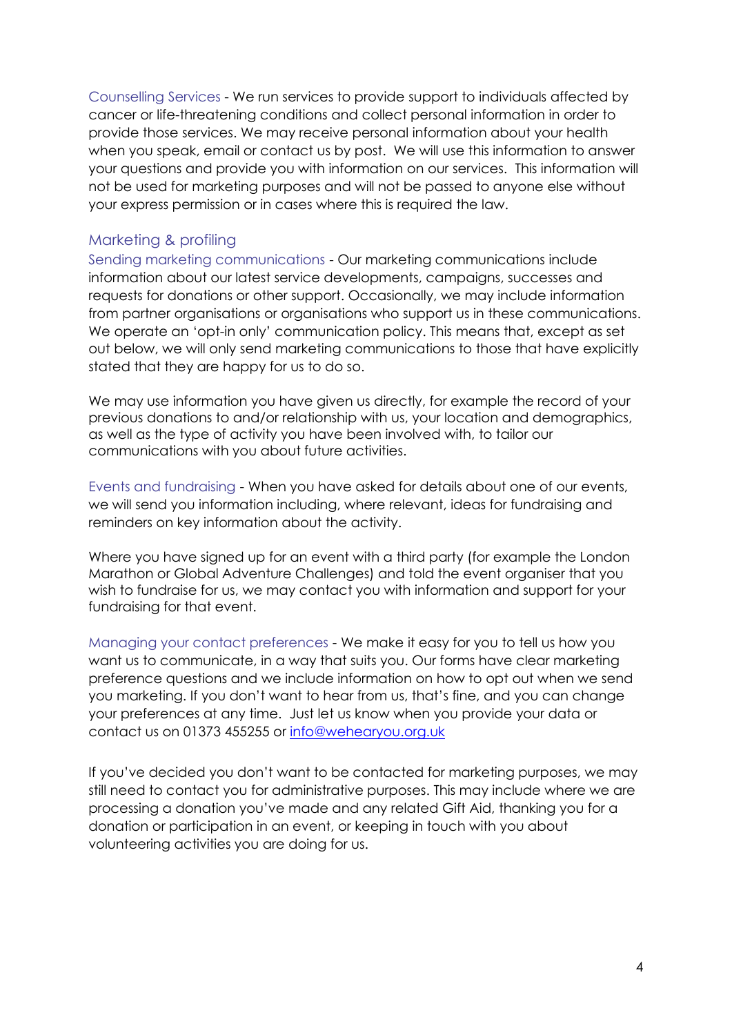Counselling Services - We run services to provide support to individuals affected by cancer or life-threatening conditions and collect personal information in order to provide those services. We may receive personal information about your health when you speak, email or contact us by post. We will use this information to answer your questions and provide you with information on our services. This information will not be used for marketing purposes and will not be passed to anyone else without your express permission or in cases where this is required the law.

## Marketing & profiling

Sending marketing communications - Our marketing communications include information about our latest service developments, campaigns, successes and requests for donations or other support. Occasionally, we may include information from partner organisations or organisations who support us in these communications. We operate an 'opt-in only' communication policy. This means that, except as set out below, we will only send marketing communications to those that have explicitly stated that they are happy for us to do so.

We may use information you have given us directly, for example the record of your previous donations to and/or relationship with us, your location and demographics, as well as the type of activity you have been involved with, to tailor our communications with you about future activities.

Events and fundraising - When you have asked for details about one of our events, we will send you information including, where relevant, ideas for fundraising and reminders on key information about the activity.

Where you have signed up for an event with a third party (for example the London Marathon or Global Adventure Challenges) and told the event organiser that you wish to fundraise for us, we may contact you with information and support for your fundraising for that event.

Managing your contact preferences - We make it easy for you to tell us how you want us to communicate, in a way that suits you. Our forms have clear marketing preference questions and we include information on how to opt out when we send you marketing. If you don't want to hear from us, that's fine, and you can change your preferences at any time. Just let us know when you provide your data or contact us on 01373 455255 or info@wehearyou.org.uk

If you've decided you don't want to be contacted for marketing purposes, we may still need to contact you for administrative purposes. This may include where we are processing a donation you've made and any related Gift Aid, thanking you for a donation or participation in an event, or keeping in touch with you about volunteering activities you are doing for us.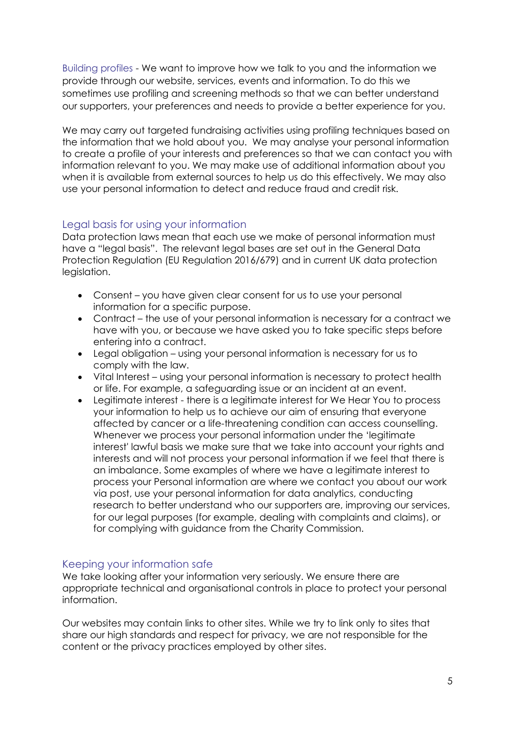Building profiles - We want to improve how we talk to you and the information we provide through our website, services, events and information. To do this we sometimes use profiling and screening methods so that we can better understand our supporters, your preferences and needs to provide a better experience for you.

We may carry out targeted fundraising activities using profiling techniques based on the information that we hold about you. We may analyse your personal information to create a profile of your interests and preferences so that we can contact you with information relevant to you. We may make use of additional information about you when it is available from external sources to help us do this effectively. We may also use your personal information to detect and reduce fraud and credit risk.

## Legal basis for using your information

Data protection laws mean that each use we make of personal information must have a "legal basis". The relevant legal bases are set out in the General Data Protection Regulation (EU Regulation 2016/679) and in current UK data protection legislation.

- Consent – you have given clear consent for us to use your personal information for a specific purpose.
- Contract – the use of your personal information is necessary for a contract we have with you, or because we have asked you to take specific steps before entering into a contract.
- Legal obligation – using your personal information is necessary for us to comply with the law.
- Vital Interest – using your personal information is necessary to protect health or life. For example, a safeguarding issue or an incident at an event.
- Legitimate interest - there is a legitimate interest for We Hear You to process your information to help us to achieve our aim of ensuring that everyone affected by cancer or a life-threatening condition can access counselling. Whenever we process your personal information under the 'legitimate interest' lawful basis we make sure that we take into account your rights and interests and will not process your personal information if we feel that there is an imbalance. Some examples of where we have a legitimate interest to process your Personal information are where we contact you about our work via post, use your personal information for data analytics, conducting research to better understand who our supporters are, improving our services, for our legal purposes (for example, dealing with complaints and claims), or for complying with guidance from the Charity Commission.

## Keeping your information safe

We take looking after your information very seriously. We ensure there are appropriate technical and organisational controls in place to protect your personal information.

Our websites may contain links to other sites. While we try to link only to sites that share our high standards and respect for privacy, we are not responsible for the content or the privacy practices employed by other sites.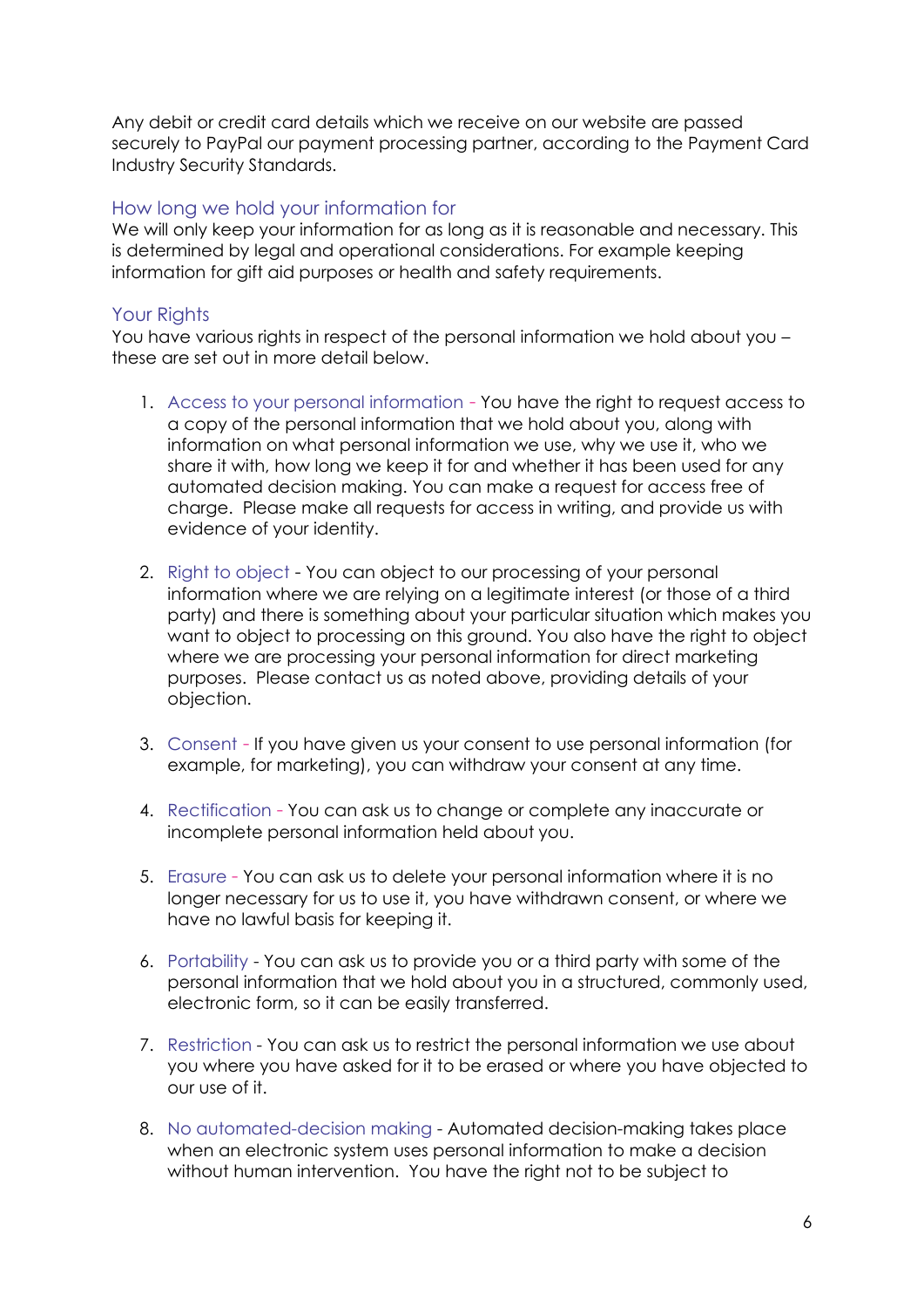Any debit or credit card details which we receive on our website are passed securely to PayPal our payment processing partner, according to the Payment Card Industry Security Standards.

## How long we hold your information for

We will only keep your information for as long as it is reasonable and necessary. This is determined by legal and operational considerations. For example keeping information for gift aid purposes or health and safety requirements.

## Your Rights

You have various rights in respect of the personal information we hold about you – these are set out in more detail below.

1. Access to your personal information - You have the right to request access to a copy of the personal information that we hold about you, along with information on what personal information we use, why we use it, who we share it with, how long we keep it for and whether it has been used for any automated decision making. You can make a request for access free of charge. Please make all requests for access in writing, and provide us with evidence of your identity.

2. Right to object - You can object to our processing of your personal information where we are relying on a legitimate interest (or those of a third party) and there is something about your particular situation which makes you want to object to processing on this ground. You also have the right to object where we are processing your personal information for direct marketing purposes. Please contact us as noted above, providing details of your objection.

3. Consent - If you have given us your consent to use personal information (for example, for marketing), you can withdraw your consent at any time.

4. Rectification - You can ask us to change or complete any inaccurate or incomplete personal information held about you.

5. Erasure - You can ask us to delete your personal information where it is no longer necessary for us to use it, you have withdrawn consent, or where we have no lawful basis for keeping it.

6. Portability - You can ask us to provide you or a third party with some of the personal information that we hold about you in a structured, commonly used, electronic form, so it can be easily transferred.

7. Restriction - You can ask us to restrict the personal information we use about you where you have asked for it to be erased or where you have objected to our use of it.

8. No automated-decision making - Automated decision-making takes place when an electronic system uses personal information to make a decision without human intervention. You have the right not to be subject to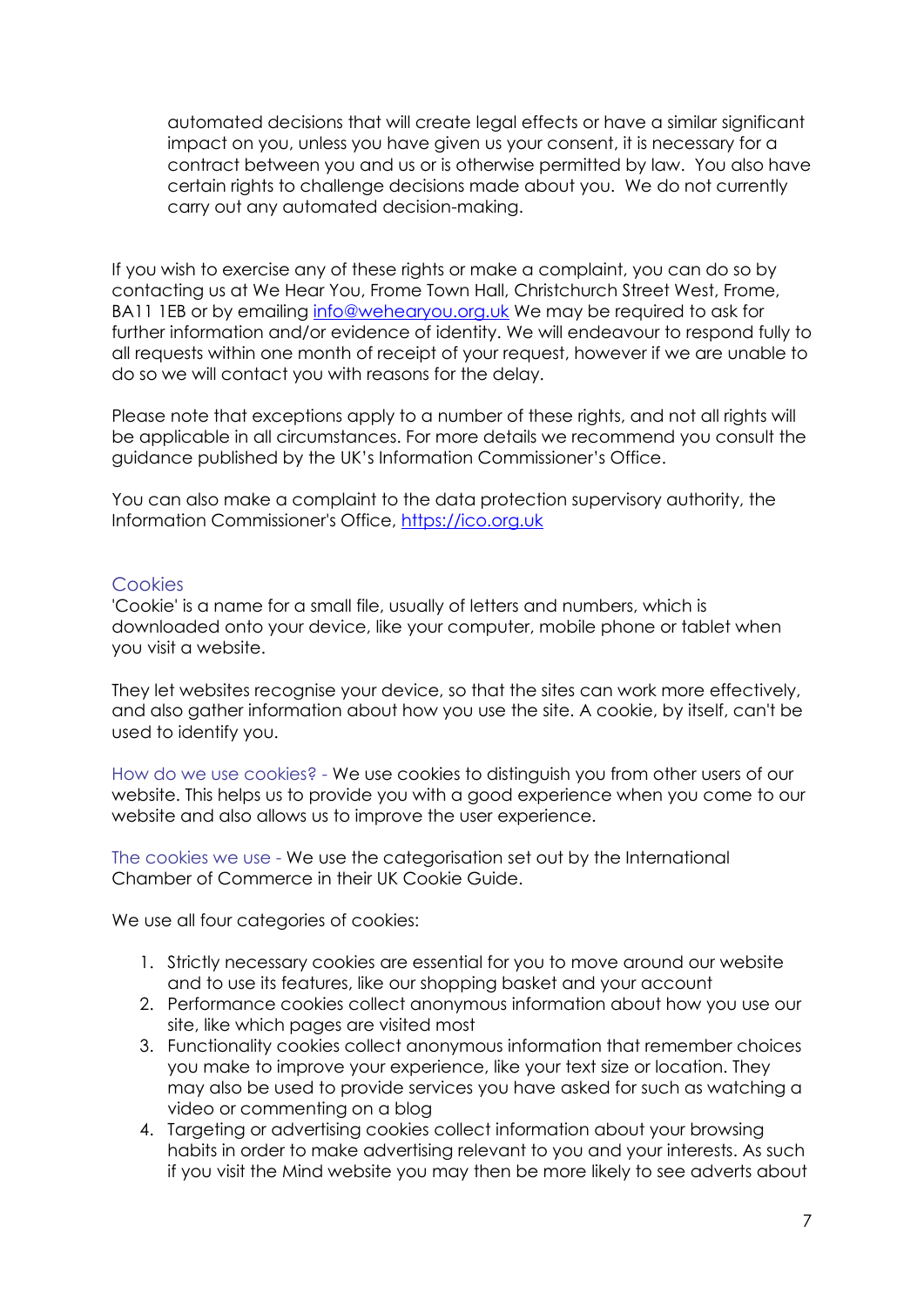automated decisions that will create legal effects or have a similar significant impact on you, unless you have given us your consent, it is necessary for a contract between you and us or is otherwise permitted by law. You also have certain rights to challenge decisions made about you. We do not currently carry out any automated decision-making.

If you wish to exercise any of these rights or make a complaint, you can do so by contacting us at We Hear You, Frome Town Hall, Christchurch Street West, Frome, BA11 1EB or by emailing info@wehearyou.org.uk We may be required to ask for further information and/or evidence of identity. We will endeavour to respond fully to all requests within one month of receipt of your request, however if we are unable to do so we will contact you with reasons for the delay.

Please note that exceptions apply to a number of these rights, and not all rights will be applicable in all circumstances. For more details we recommend you consult the guidance published by the UK's Information Commissioner's Office.

You can also make a complaint to the data protection supervisory authority, the Information Commissioner's Office, https://ico.org.uk

## Cookies

'Cookie' is a name for a small file, usually of letters and numbers, which is downloaded onto your device, like your computer, mobile phone or tablet when you visit a website.

They let websites recognise your device, so that the sites can work more effectively, and also gather information about how you use the site. A cookie, by itself, can't be used to identify you.

How do we use cookies? - We use cookies to distinguish you from other users of our website. This helps us to provide you with a good experience when you come to our website and also allows us to improve the user experience.

The cookies we use - We use the categorisation set out by the International Chamber of Commerce in their UK Cookie Guide.

We use all four categories of cookies:

1. Strictly necessary cookies are essential for you to move around our website and to use its features, like our shopping basket and your account
2. Performance cookies collect anonymous information about how you use our site, like which pages are visited most
3. Functionality cookies collect anonymous information that remember choices you make to improve your experience, like your text size or location. They may also be used to provide services you have asked for such as watching a video or commenting on a blog
4. Targeting or advertising cookies collect information about your browsing habits in order to make advertising relevant to you and your interests. As such if you visit the Mind website you may then be more likely to see adverts about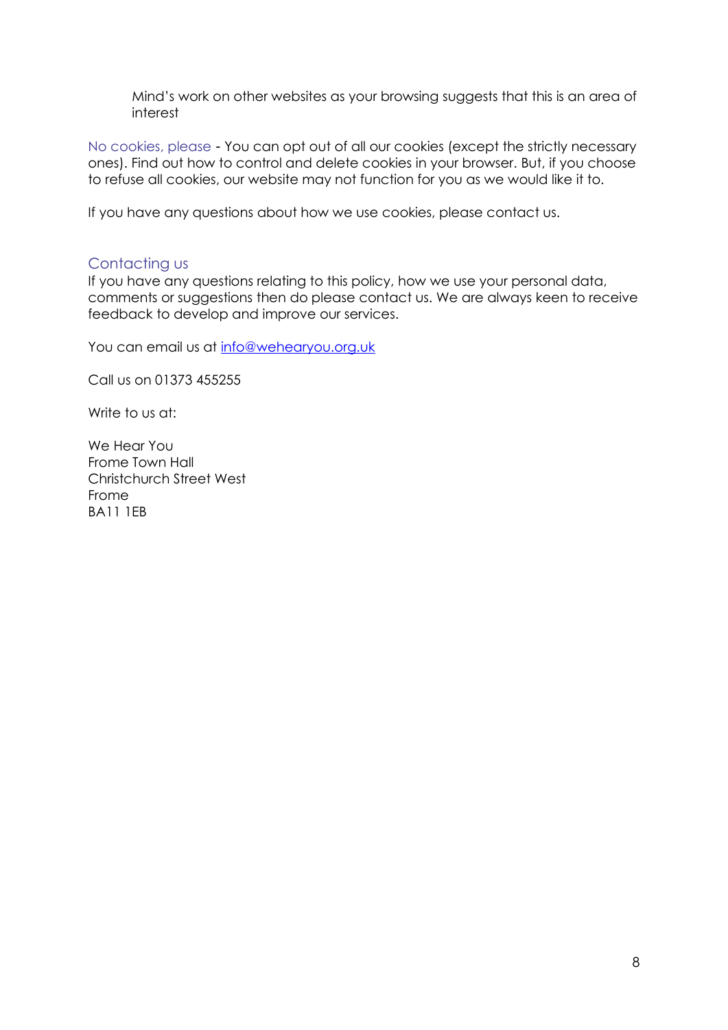Mind's work on other websites as your browsing suggests that this is an area of interest

No cookies, please - You can opt out of all our cookies (except the strictly necessary ones). Find out how to control and delete cookies in your browser. But, if you choose to refuse all cookies, our website may not function for you as we would like it to.

If you have any questions about how we use cookies, please contact us.

## Contacting us

If you have any questions relating to this policy, how we use your personal data, comments or suggestions then do please contact us. We are always keen to receive feedback to develop and improve our services.

You can email us at info@wehearyou.org.uk

Call us on 01373 455255

Write to us at:

We Hear You
Frome Town Hall
Christchurch Street West
Frome
BA11 1EB